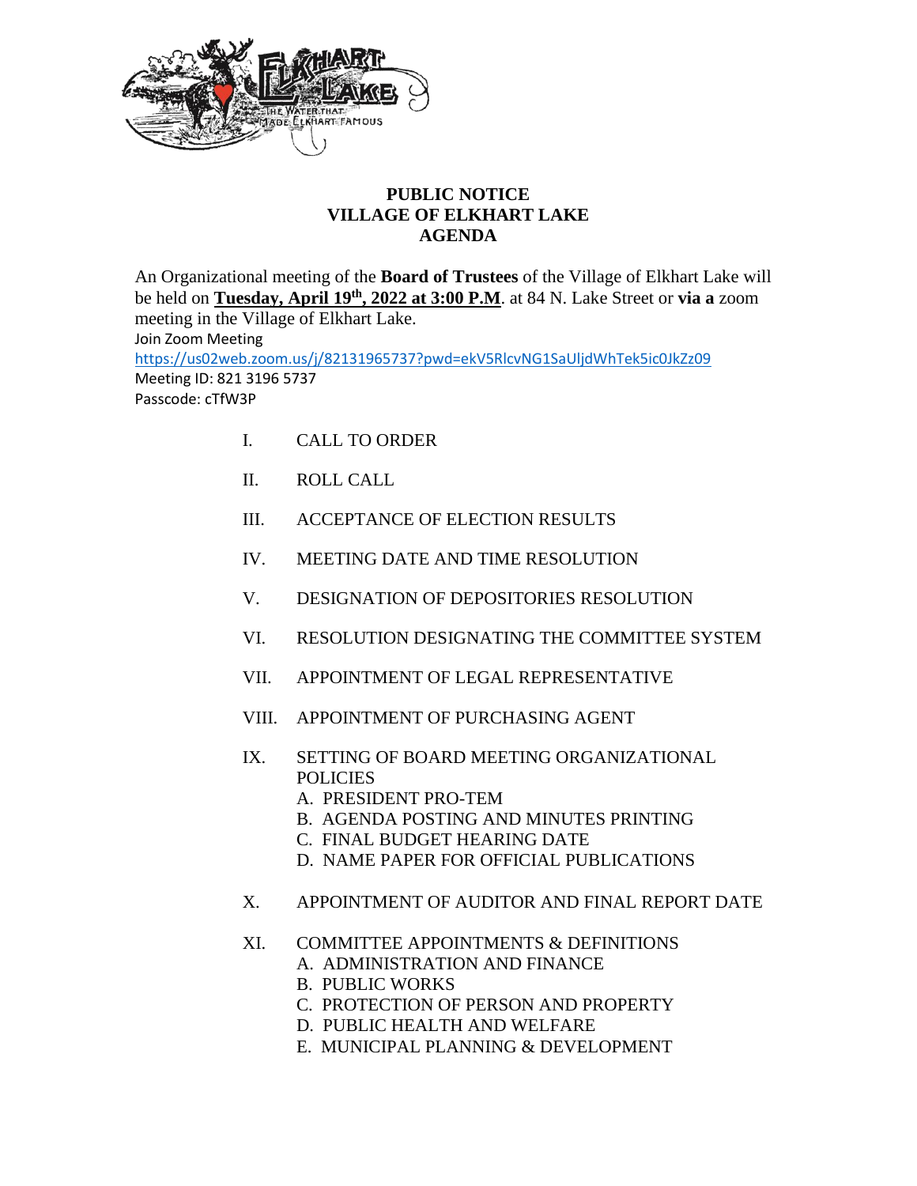# PUBLIC NOTICE
# VILLAGE OF ELKHART LAKE
# AGENDA

An Organizational meeting of the **Board of Trustees** of the Village of Elkhart Lake will be held on **Tuesday, April 19th, 2022 at 3:00 P.M**. at 84 N. Lake Street or **via a** zoom meeting in the Village of Elkhart Lake.

Join Zoom Meeting
https://us02web.zoom.us/j/82131965737?pwd=ekV5RlcvNG1SaUljdWhTek5ic0JkZz09
Meeting ID: 821 3196 5737
Passcode: cTfW3P

I. CALL TO ORDER

II. ROLL CALL

III. ACCEPTANCE OF ELECTION RESULTS

IV. MEETING DATE AND TIME RESOLUTION

V. DESIGNATION OF DEPOSITORIES RESOLUTION

VI. RESOLUTION DESIGNATING THE COMMITTEE SYSTEM

VII. APPOINTMENT OF LEGAL REPRESENTATIVE

VIII. APPOINTMENT OF PURCHASING AGENT

IX. SETTING OF BOARD MEETING ORGANIZATIONAL POLICIES
   A. PRESIDENT PRO-TEM
   B. AGENDA POSTING AND MINUTES PRINTING
   C. FINAL BUDGET HEARING DATE
   D. NAME PAPER FOR OFFICIAL PUBLICATIONS

X. APPOINTMENT OF AUDITOR AND FINAL REPORT DATE

XI. COMMITTEE APPOINTMENTS & DEFINITIONS
   A. ADMINISTRATION AND FINANCE
   B. PUBLIC WORKS
   C. PROTECTION OF PERSON AND PROPERTY
   D. PUBLIC HEALTH AND WELFARE
   E. MUNICIPAL PLANNING & DEVELOPMENT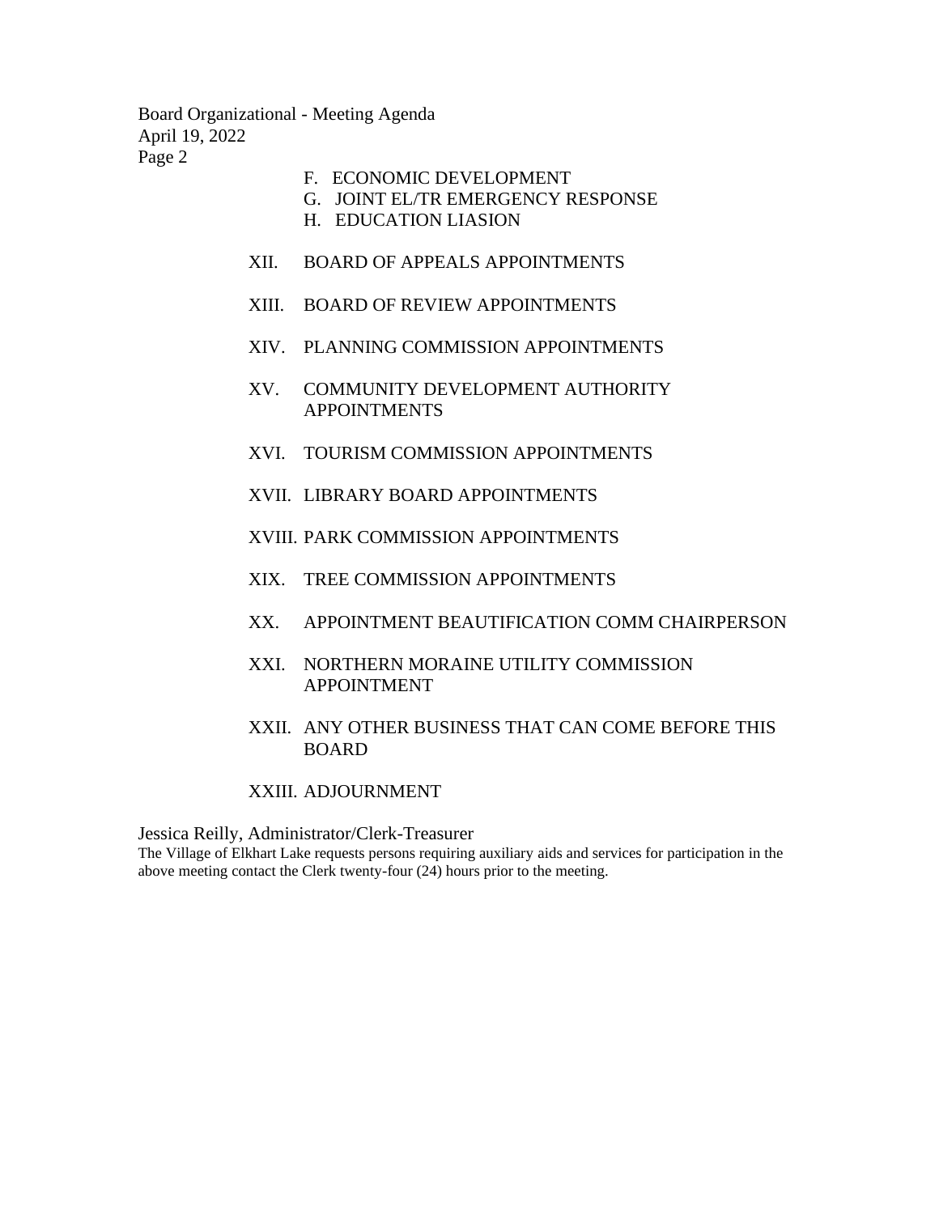F. ECONOMIC DEVELOPMENT
G. JOINT EL/TR EMERGENCY RESPONSE
H. EDUCATION LIASION

XII. BOARD OF APPEALS APPOINTMENTS

XIII. BOARD OF REVIEW APPOINTMENTS

XIV. PLANNING COMMISSION APPOINTMENTS

XV. COMMUNITY DEVELOPMENT AUTHORITY APPOINTMENTS

XVI. TOURISM COMMISSION APPOINTMENTS

XVII. LIBRARY BOARD APPOINTMENTS

XVIII. PARK COMMISSION APPOINTMENTS

XIX. TREE COMMISSION APPOINTMENTS

XX. APPOINTMENT BEAUTIFICATION COMM CHAIRPERSON

XXI. NORTHERN MORAINE UTILITY COMMISSION APPOINTMENT

XXII. ANY OTHER BUSINESS THAT CAN COME BEFORE THIS BOARD

XXIII. ADJOURNMENT

Jessica Reilly, Administrator/Clerk-Treasurer

The Village of Elkhart Lake requests persons requiring auxiliary aids and services for participation in the above meeting contact the Clerk twenty-four (24) hours prior to the meeting.